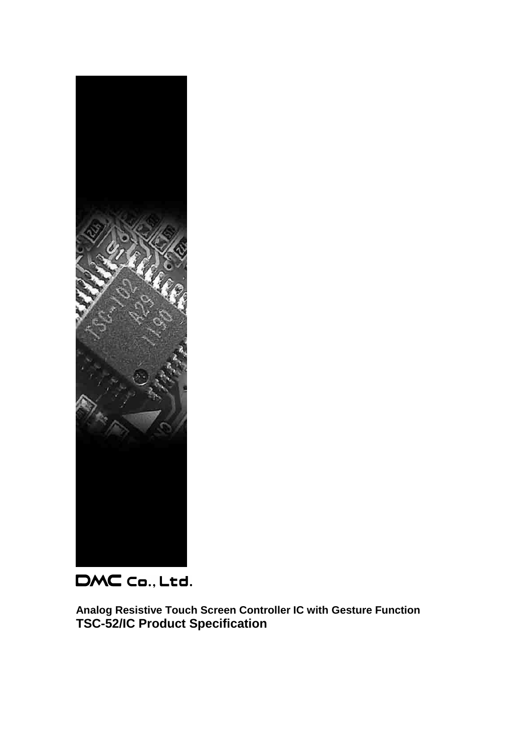DMC Co., Ltd.

**Analog Resistive Touch Screen Controller IC with Gesture Function**

# TSC-52/IC Product Specification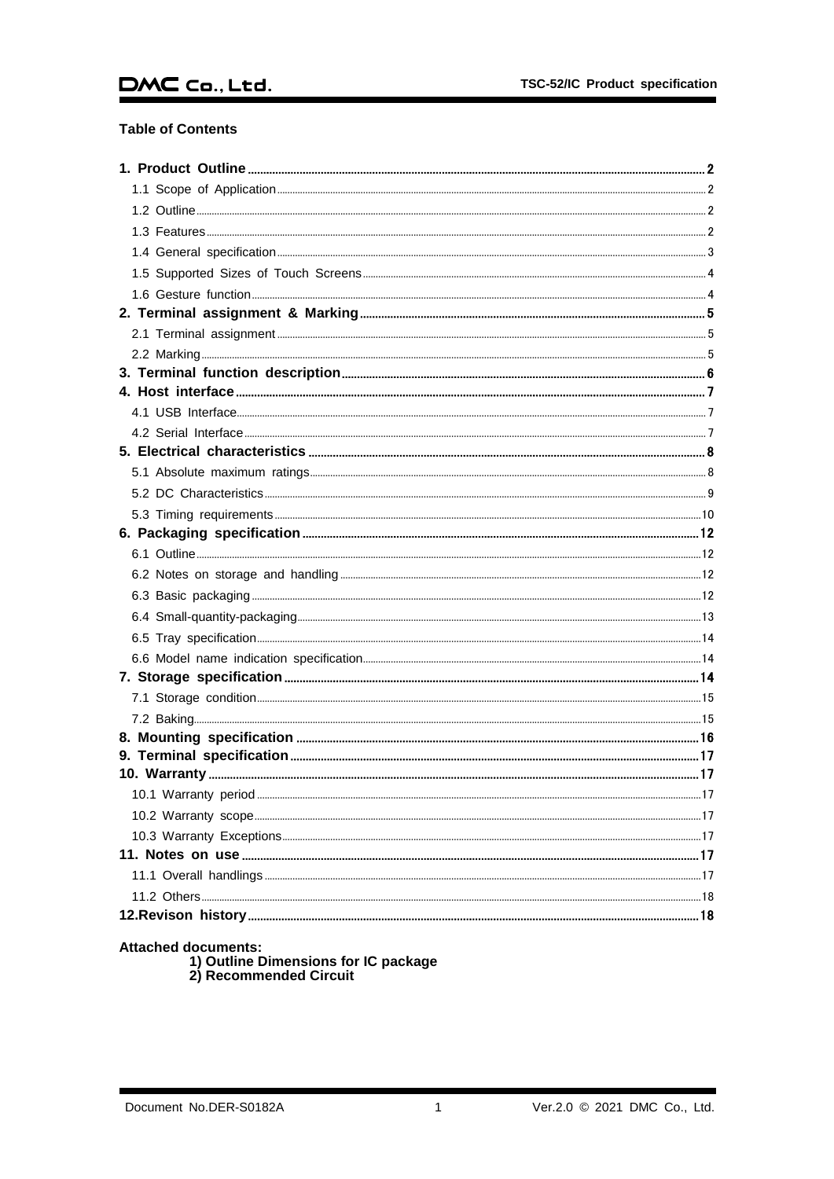## Table of Contents

- **1. Product Outline** .......... 2
  - 1.1 Scope of Application .......... 2
  - 1.2 Outline .......... 2
  - 1.3 Features .......... 2
  - 1.4 General specification .......... 3
  - 1.5 Supported Sizes of Touch Screens .......... 4
  - 1.6 Gesture function .......... 4
- **2. Terminal assignment & Marking** .......... 5
  - 2.1 Terminal assignment .......... 5
  - 2.2 Marking .......... 5
- **3. Terminal function description** .......... 6
- **4. Host interface** .......... 7
  - 4.1 USB Interface .......... 7
  - 4.2 Serial Interface .......... 7
- **5. Electrical characteristics** .......... 8
  - 5.1 Absolute maximum ratings .......... 8
  - 5.2 DC Characteristics .......... 9
  - 5.3 Timing requirements .......... 10
- **6. Packaging specification** .......... 12
  - 6.1 Outline .......... 12
  - 6.2 Notes on storage and handling .......... 12
  - 6.3 Basic packaging .......... 12
  - 6.4 Small-quantity-packaging .......... 13
  - 6.5 Tray specification .......... 14
  - 6.6 Model name indication specification .......... 14
- **7. Storage specification** .......... 14
  - 7.1 Storage condition .......... 15
  - 7.2 Baking .......... 15
- **8. Mounting specification** .......... 16
- **9. Terminal specification** .......... 17
- **10. Warranty** .......... 17
  - 10.1 Warranty period .......... 17
  - 10.2 Warranty scope .......... 17
  - 10.3 Warranty Exceptions .......... 17
- **11. Notes on use** .......... 17
  - 11.1 Overall handlings .......... 17
  - 11.2 Others .......... 18
- **12.Revison history** .......... 18

**Attached documents:**

1) Outline Dimensions for IC package
2) Recommended Circuit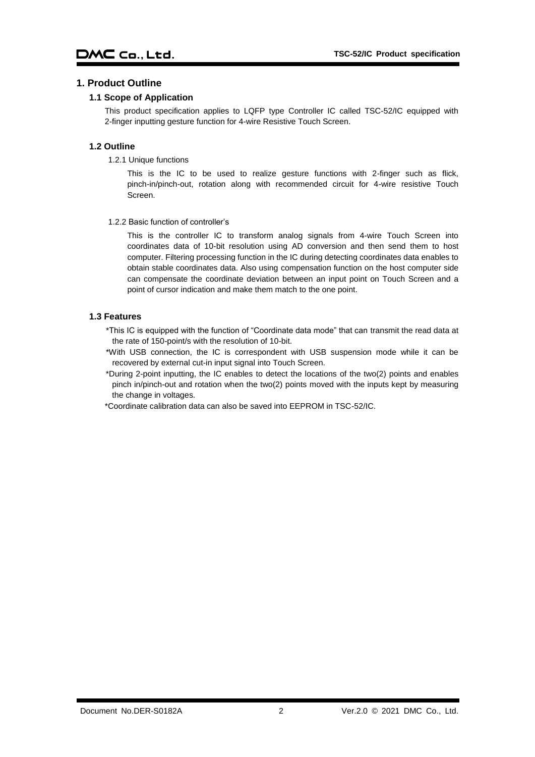# 1. Product Outline

## 1.1 Scope of Application

This product specification applies to LQFP type Controller IC called TSC-52/IC equipped with 2-finger inputting gesture function for 4-wire Resistive Touch Screen.

## 1.2 Outline

### 1.2.1 Unique functions

This is the IC to be used to realize gesture functions with 2-finger such as flick, pinch-in/pinch-out, rotation along with recommended circuit for 4-wire resistive Touch Screen.

### 1.2.2 Basic function of controller's

This is the controller IC to transform analog signals from 4-wire Touch Screen into coordinates data of 10-bit resolution using AD conversion and then send them to host computer. Filtering processing function in the IC during detecting coordinates data enables to obtain stable coordinates data. Also using compensation function on the host computer side can compensate the coordinate deviation between an input point on Touch Screen and a point of cursor indication and make them match to the one point.

## 1.3 Features

*This IC is equipped with the function of "Coordinate data mode" that can transmit the read data at the rate of 150-point/s with the resolution of 10-bit.

*With USB connection, the IC is correspondent with USB suspension mode while it can be recovered by external cut-in input signal into Touch Screen.

*During 2-point inputting, the IC enables to detect the locations of the two(2) points and enables pinch in/pinch-out and rotation when the two(2) points moved with the inputs kept by measuring the change in voltages.

*Coordinate calibration data can also be saved into EEPROM in TSC-52/IC.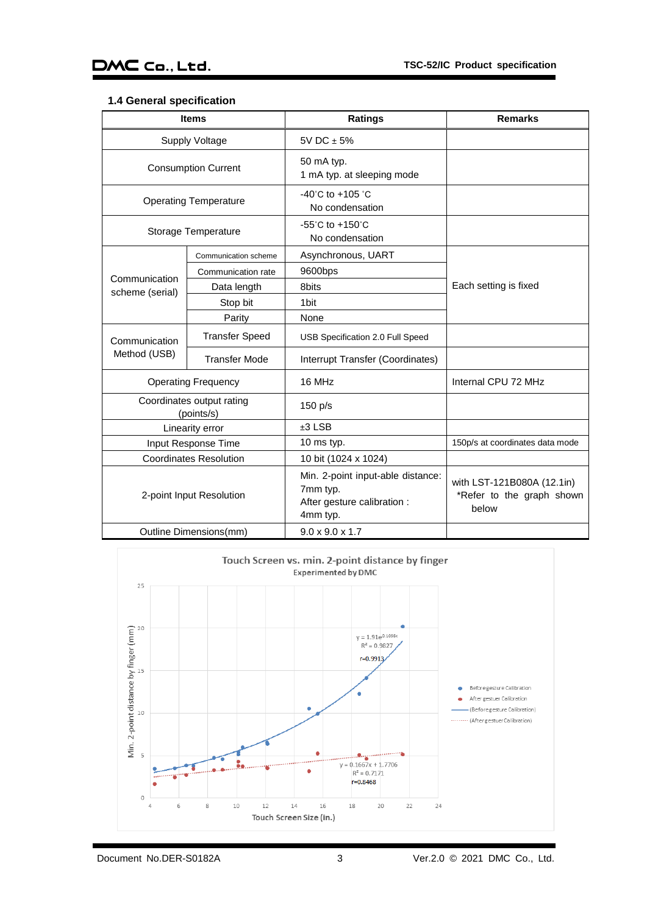### 1.4 General specification

| Items | | Ratings | Remarks |
|---|---|---|---|
| Supply Voltage | | 5V DC ± 5% | |
| Consumption Current | | 50 mA typ.<br>1 mA typ. at sleeping mode | |
| Operating Temperature | | -40˚C to +105 ˚C<br>No condensation | |
| Storage Temperature | | -55˚C to +150˚C<br>No condensation | |
| Communication scheme (serial) | Communication scheme | Asynchronous, UART | Each setting is fixed |
| | Communication rate | 9600bps | |
| | Data length | 8bits | |
| | Stop bit | 1bit | |
| | Parity | None | |
| Communication Method (USB) | Transfer Speed | USB Specification 2.0 Full Speed | |
| | Transfer Mode | Interrupt Transfer (Coordinates) | |
| Operating Frequency | | 16 MHz | Internal CPU 72 MHz |
| Coordinates output rating (points/s) | | 150 p/s | |
| Linearity error | | ±3 LSB | |
| Input Response Time | | 10 ms typ. | 150p/s at coordinates data mode |
| Coordinates Resolution | | 10 bit (1024 x 1024) | |
| 2-point Input Resolution | | Min. 2-point input-able distance: 7mm typ.<br>After gesture calibration : 4mm typ. | with LST-121B080A (12.1in)<br>*Refer to the graph shown below |
| Outline Dimensions(mm) | | 9.0 x 9.0 x 1.7 | |

**Touch Screen vs. min. 2-point distance by finger**
Experimented by DMC

- Before gesture Calibration: $y = 1.91e^{0.1058x}$, $R^2 = 0.9827$, r=0.9913
- After gestuer Calibration: $y = 0.1667x + 1.7706$, $R^2 = 0.7171$, r=0.8468

X axis: Touch Screen Size (in.) — Y axis: Min. 2-point distance by finger (mm)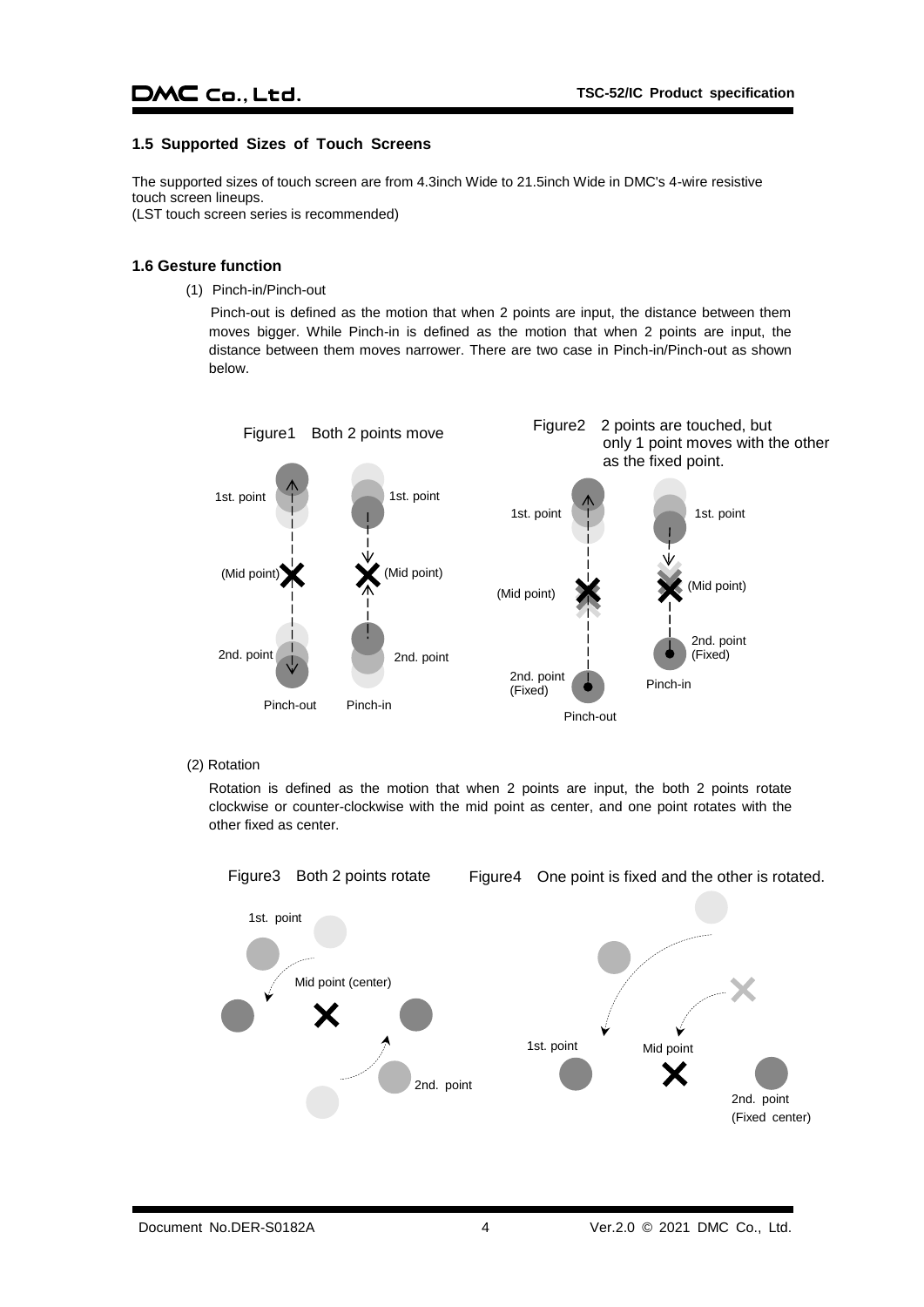## 1.5 Supported Sizes of Touch Screens

The supported sizes of touch screen are from 4.3inch Wide to 21.5inch Wide in DMC's 4-wire resistive touch screen lineups.
(LST touch screen series is recommended)

## 1.6 Gesture function

(1) Pinch-in/Pinch-out

Pinch-out is defined as the motion that when 2 points are input, the distance between them moves bigger. While Pinch-in is defined as the motion that when 2 points are input, the distance between them moves narrower. There are two case in Pinch-in/Pinch-out as shown below.

Figure1 Both 2 points move

Figure2 2 points are touched, but only 1 point moves with the other as the fixed point.

(2) Rotation

Rotation is defined as the motion that when 2 points are input, the both 2 points rotate clockwise or counter-clockwise with the mid point as center, and one point rotates with the other fixed as center.

Figure3 Both 2 points rotate

Figure4 One point is fixed and the other is rotated.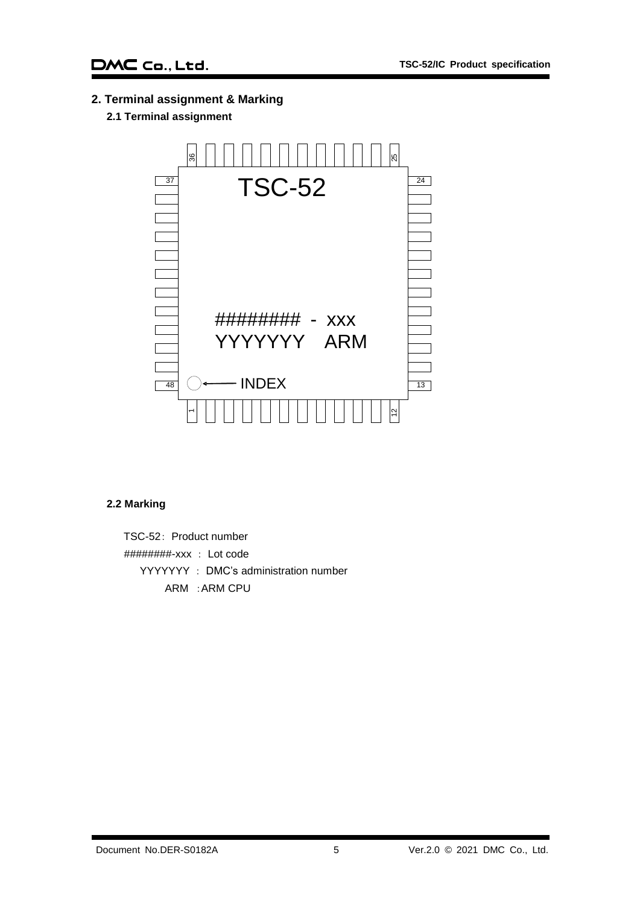## 2. Terminal assignment & Marking

### 2.1 Terminal assignment

TSC-52

########  -  xxx

YYYYYYY   ARM

INDEX

Pins: 1–12 (bottom), 13–24 (right), 25–36 (top), 37–48 (left)

### 2.2 Marking

TSC-52：Product number

########-xxx ： Lot code

YYYYYYY ： DMC's administration number

ARM ：ARM CPU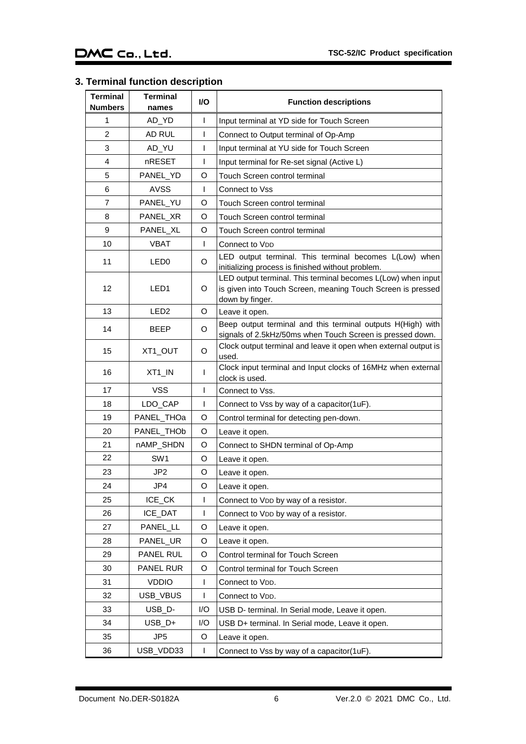## 3. Terminal function description

| Terminal Numbers | Terminal names | I/O | Function descriptions |
|---|---|---|---|
| 1 | AD_YD | I | Input terminal at YD side for Touch Screen |
| 2 | AD RUL | I | Connect to Output terminal of Op-Amp |
| 3 | AD_YU | I | Input terminal at YU side for Touch Screen |
| 4 | nRESET | I | Input terminal for Re-set signal (Active L) |
| 5 | PANEL_YD | O | Touch Screen control terminal |
| 6 | AVSS | I | Connect to Vss |
| 7 | PANEL_YU | O | Touch Screen control terminal |
| 8 | PANEL_XR | O | Touch Screen control terminal |
| 9 | PANEL_XL | O | Touch Screen control terminal |
| 10 | VBAT | I | Connect to $V_{DD}$ |
| 11 | LED0 | O | LED output terminal. This terminal becomes L(Low) when initializing process is finished without problem. |
| 12 | LED1 | O | LED output terminal. This terminal becomes L(Low) when input is given into Touch Screen, meaning Touch Screen is pressed down by finger. |
| 13 | LED2 | O | Leave it open. |
| 14 | BEEP | O | Beep output terminal and this terminal outputs H(High) with signals of 2.5kHz/50ms when Touch Screen is pressed down. |
| 15 | XT1_OUT | O | Clock output terminal and leave it open when external output is used. |
| 16 | XT1_IN | I | Clock input terminal and Input clocks of 16MHz when external clock is used. |
| 17 | VSS | I | Connect to Vss. |
| 18 | LDO_CAP | I | Connect to Vss by way of a capacitor(1uF). |
| 19 | PANEL_THOa | O | Control terminal for detecting pen-down. |
| 20 | PANEL_THOb | O | Leave it open. |
| 21 | nAMP_SHDN | O | Connect to SHDN terminal of Op-Amp |
| 22 | SW1 | O | Leave it open. |
| 23 | JP2 | O | Leave it open. |
| 24 | JP4 | O | Leave it open. |
| 25 | ICE_CK | I | Connect to $V_{DD}$ by way of a resistor. |
| 26 | ICE_DAT | I | Connect to $V_{DD}$ by way of a resistor. |
| 27 | PANEL_LL | O | Leave it open. |
| 28 | PANEL_UR | O | Leave it open. |
| 29 | PANEL RUL | O | Control terminal for Touch Screen |
| 30 | PANEL RUR | O | Control terminal for Touch Screen |
| 31 | VDDIO | I | Connect to $V_{DD}$. |
| 32 | USB_VBUS | I | Connect to $V_{DD}$. |
| 33 | USB_D- | I/O | USB D- terminal. In Serial mode, Leave it open. |
| 34 | USB_D+ | I/O | USB D+ terminal. In Serial mode, Leave it open. |
| 35 | JP5 | O | Leave it open. |
| 36 | USB_VDD33 | I | Connect to Vss by way of a capacitor(1uF). |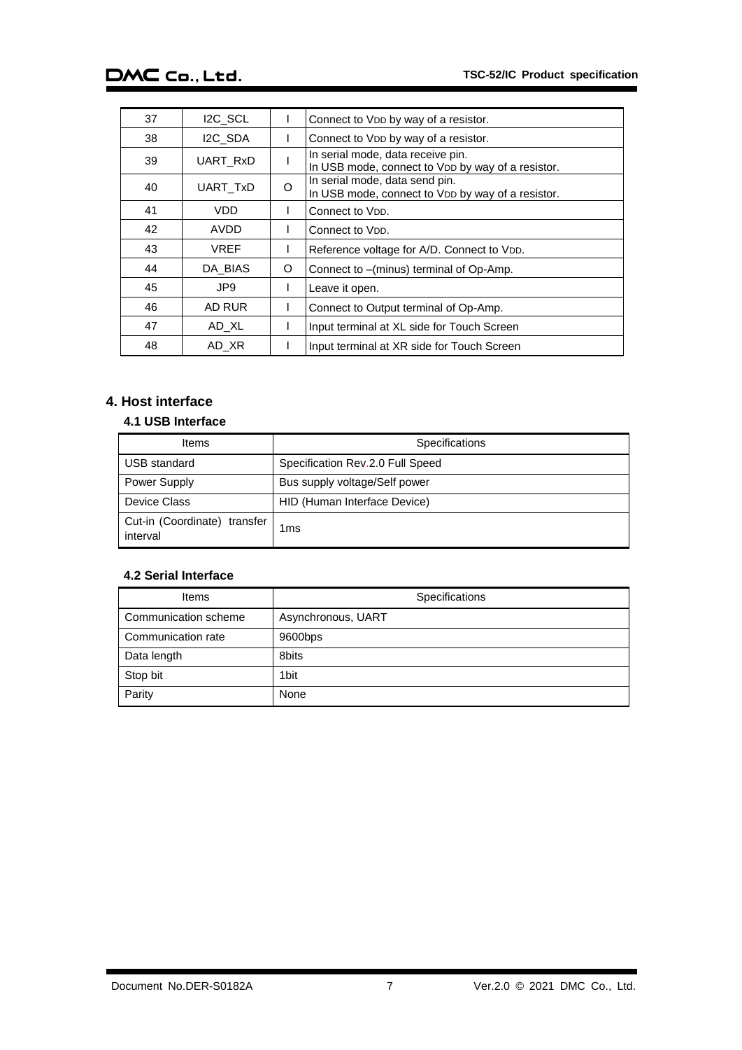| 37 | I2C_SCL | I | Connect to $V_{DD}$ by way of a resistor. |
|---|---|---|---|
| 38 | I2C_SDA | I | Connect to $V_{DD}$ by way of a resistor. |
| 39 | UART_RxD | I | In serial mode, data receive pin. In USB mode, connect to $V_{DD}$ by way of a resistor. |
| 40 | UART_TxD | O | In serial mode, data send pin. In USB mode, connect to $V_{DD}$ by way of a resistor. |
| 41 | VDD | I | Connect to $V_{DD}$. |
| 42 | AVDD | I | Connect to $V_{DD}$. |
| 43 | VREF | I | Reference voltage for A/D. Connect to $V_{DD}$. |
| 44 | DA_BIAS | O | Connect to –(minus) terminal of Op-Amp. |
| 45 | JP9 | I | Leave it open. |
| 46 | AD RUR | I | Connect to Output terminal of Op-Amp. |
| 47 | AD_XL | I | Input terminal at XL side for Touch Screen |
| 48 | AD_XR | I | Input terminal at XR side for Touch Screen |

## 4. Host interface

### 4.1 USB Interface

| Items | Specifications |
|---|---|
| USB standard | Specification Rev.2.0 Full Speed |
| Power Supply | Bus supply voltage/Self power |
| Device Class | HID (Human Interface Device) |
| Cut-in (Coordinate) transfer interval | 1ms |

### 4.2 Serial Interface

| Items | Specifications |
|---|---|
| Communication scheme | Asynchronous, UART |
| Communication rate | 9600bps |
| Data length | 8bits |
| Stop bit | 1bit |
| Parity | None |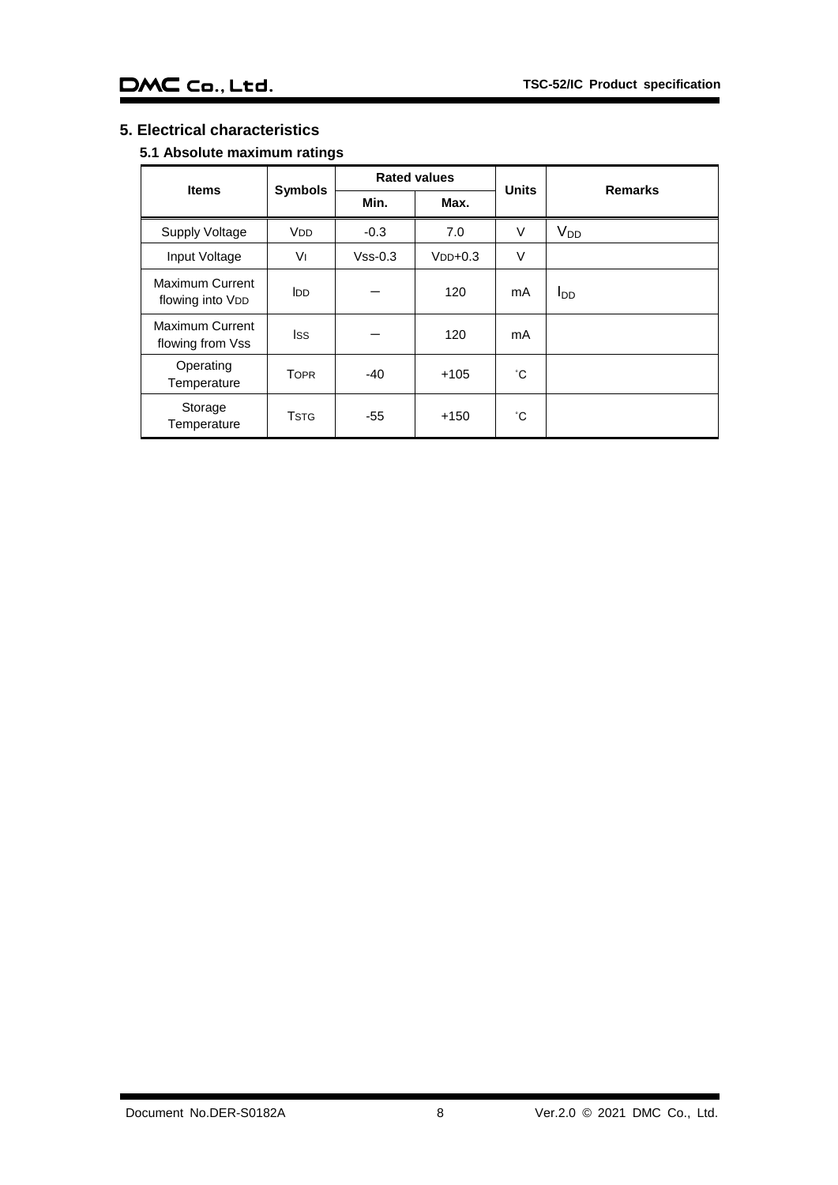## 5. Electrical characteristics

### 5.1 Absolute maximum ratings

| Items | Symbols | Rated values | | Units | Remarks |
|---|---|---|---|---|---|
| | | Min. | Max. | | |
| Supply Voltage | $V_{DD}$ | -0.3 | 7.0 | V | $V_{DD}$ |
| Input Voltage | $V_I$ | $V_{SS}$-0.3 | $V_{DD}$+0.3 | V | |
| Maximum Current flowing into $V_{DD}$ | $I_{DD}$ | – | 120 | mA | $I_{DD}$ |
| Maximum Current flowing from Vss | $I_{SS}$ | – | 120 | mA | |
| Operating Temperature | $T_{OPR}$ | -40 | +105 | ˚C | |
| Storage Temperature | $T_{STG}$ | -55 | +150 | ˚C | |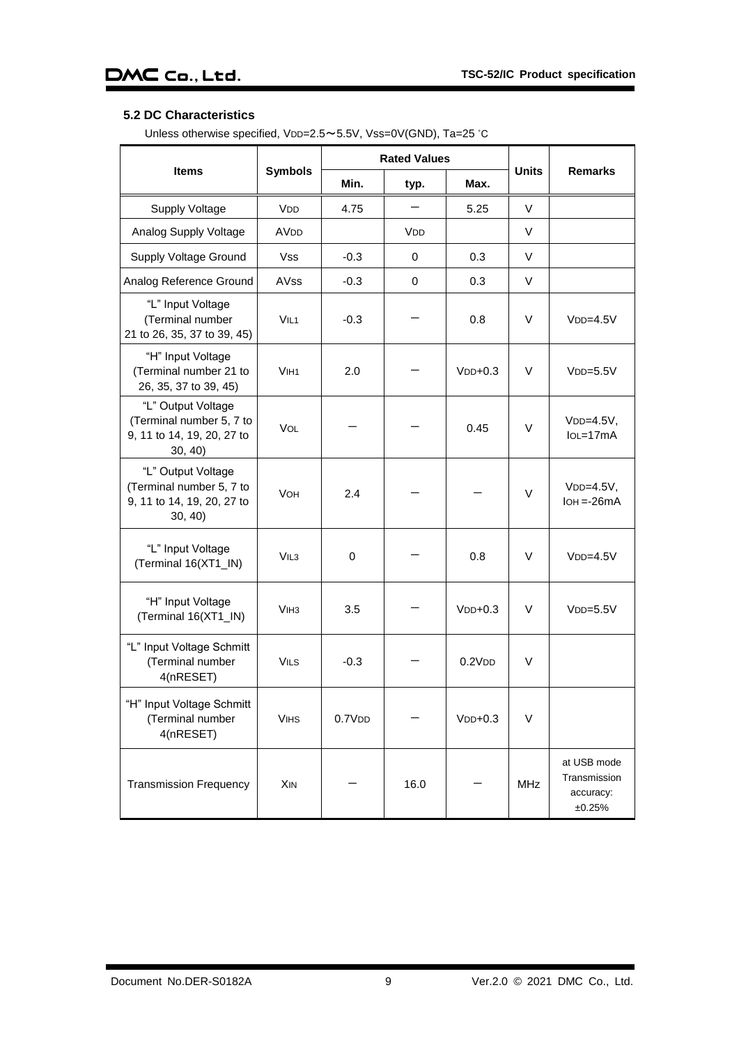### 5.2 DC Characteristics

Unless otherwise specified, $V_{DD}$=2.5〜5.5V, Vss=0V(GND), Ta=25 ℃

| Items | Symbols | Rated Values | | | Units | Remarks |
|---|---|---|---|---|---|---|
| | | Min. | typ. | Max. | | |
| Supply Voltage | $V_{DD}$ | 4.75 | − | 5.25 | V | |
| Analog Supply Voltage | $AV_{DD}$ | | $V_{DD}$ | | V | |
| Supply Voltage Ground | Vss | -0.3 | 0 | 0.3 | V | |
| Analog Reference Ground | AVss | -0.3 | 0 | 0.3 | V | |
| "L" Input Voltage (Terminal number 21 to 26, 35, 37 to 39, 45) | $V_{IL1}$ | -0.3 | − | 0.8 | V | $V_{DD}$=4.5V |
| "H" Input Voltage (Terminal number 21 to 26, 35, 37 to 39, 45) | $V_{IH1}$ | 2.0 | − | $V_{DD}$+0.3 | V | $V_{DD}$=5.5V |
| "L" Output Voltage (Terminal number 5, 7 to 9, 11 to 14, 19, 20, 27 to 30, 40) | $V_{OL}$ | − | − | 0.45 | V | $V_{DD}$=4.5V, $I_{OL}$=17mA |
| "L" Output Voltage (Terminal number 5, 7 to 9, 11 to 14, 19, 20, 27 to 30, 40) | $V_{OH}$ | 2.4 | − | − | V | $V_{DD}$=4.5V, $I_{OH}$ =-26mA |
| "L" Input Voltage (Terminal 16(XT1_IN) | $V_{IL3}$ | 0 | − | 0.8 | V | $V_{DD}$=4.5V |
| "H" Input Voltage (Terminal 16(XT1_IN) | $V_{IH3}$ | 3.5 | − | $V_{DD}$+0.3 | V | $V_{DD}$=5.5V |
| "L" Input Voltage Schmitt (Terminal number 4(nRESET) | $V_{ILS}$ | -0.3 | − | 0.2$V_{DD}$ | V | |
| "H" Input Voltage Schmitt (Terminal number 4(nRESET) | $V_{IHS}$ | 0.7$V_{DD}$ | − | $V_{DD}$+0.3 | V | |
| Transmission Frequency | $X_{IN}$ | − | 16.0 | − | MHz | at USB mode Transmission accuracy: ±0.25% |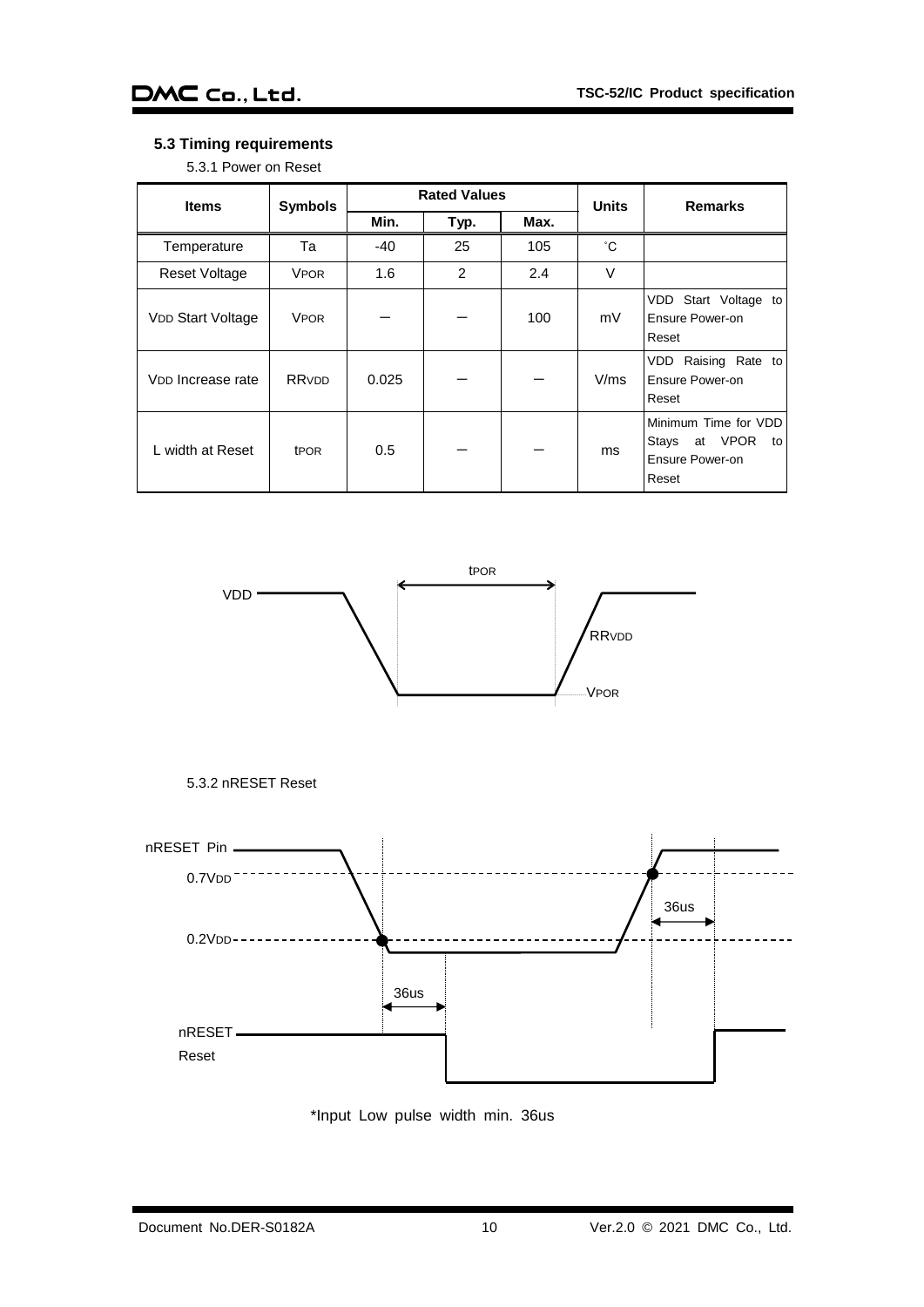### 5.3 Timing requirements

5.3.1 Power on Reset

| Items | Symbols | Rated Values | | | Units | Remarks |
|---|---|---|---|---|---|---|
| | | Min. | Typ. | Max. | | |
| Temperature | Ta | -40 | 25 | 105 | ˚C | |
| Reset Voltage | $V_{POR}$ | 1.6 | 2 | 2.4 | V | |
| $V_{DD}$ Start Voltage | $V_{POR}$ | — | — | 100 | mV | VDD Start Voltage to Ensure Power-on Reset |
| $V_{DD}$ Increase rate | $RR_{VDD}$ | 0.025 | — | — | V/ms | VDD Raising Rate to Ensure Power-on Reset |
| L width at Reset | $t_{POR}$ | 0.5 | — | — | ms | Minimum Time for VDD Stays at VPOR to Ensure Power-on Reset |

5.3.2 nRESET Reset

*Input Low pulse width min. 36us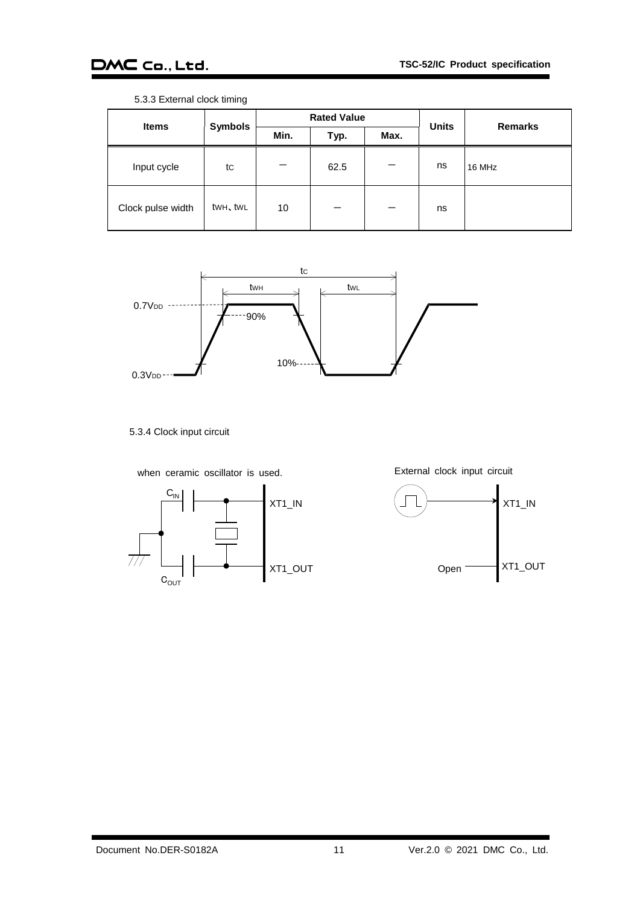5.3.3 External clock timing

| Items | Symbols | Rated Value | | | Units | Remarks |
|---|---|---|---|---|---|---|
| | | Min. | Typ. | Max. | | |
| Input cycle | tC | — | 62.5 | — | ns | 16 MHz |
| Clock pulse width | tWH、tWL | 10 | — | — | ns | |

5.3.4 Clock input circuit

when ceramic oscillator is used.

External clock input circuit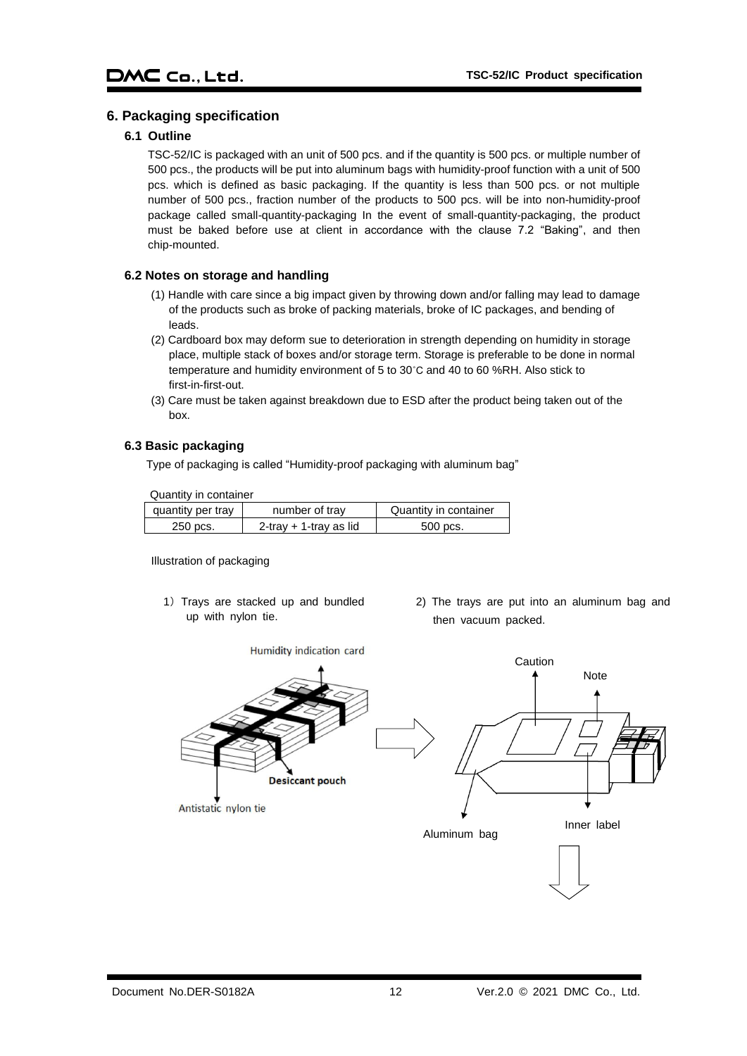## 6. Packaging specification

### 6.1 Outline

TSC-52/IC is packaged with an unit of 500 pcs. and if the quantity is 500 pcs. or multiple number of 500 pcs., the products will be put into aluminum bags with humidity-proof function with a unit of 500 pcs. which is defined as basic packaging. If the quantity is less than 500 pcs. or not multiple number of 500 pcs., fraction number of the products to 500 pcs. will be into non-humidity-proof package called small-quantity-packaging In the event of small-quantity-packaging, the product must be baked before use at client in accordance with the clause 7.2 "Baking", and then chip-mounted.

### 6.2 Notes on storage and handling

(1) Handle with care since a big impact given by throwing down and/or falling may lead to damage of the products such as broke of packing materials, broke of IC packages, and bending of leads.

(2) Cardboard box may deform sue to deterioration in strength depending on humidity in storage place, multiple stack of boxes and/or storage term. Storage is preferable to be done in normal temperature and humidity environment of 5 to 30°C and 40 to 60 %RH. Also stick to first-in-first-out.

(3) Care must be taken against breakdown due to ESD after the product being taken out of the box.

### 6.3 Basic packaging

Type of packaging is called "Humidity-proof packaging with aluminum bag"

Quantity in container

| quantity per tray | number of tray | Quantity in container |
| --- | --- | --- |
| 250 pcs. | 2-tray + 1-tray as lid | 500 pcs. |

Illustration of packaging

1) Trays are stacked up and bundled up with nylon tie.

2) The trays are put into an aluminum bag and then vacuum packed.

Humidity indication card

Desiccant pouch

Antistatic nylon tie

Caution

Note

Inner label

Aluminum bag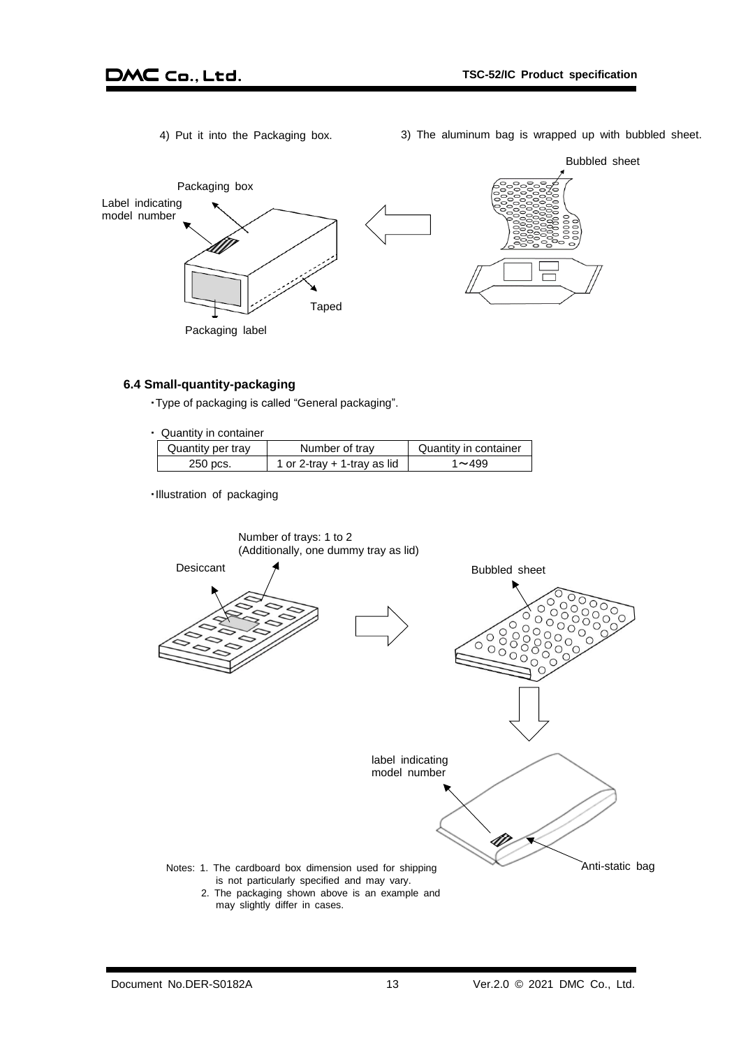4) Put it into the Packaging box.

3) The aluminum bag is wrapped up with bubbled sheet.

Bubbled sheet

Packaging box

Label indicating model number

Taped

Packaging label

### 6.4 Small-quantity-packaging

・Type of packaging is called "General packaging".

・ Quantity in container

| Quantity per tray | Number of tray | Quantity in container |
|---|---|---|
| 250 pcs. | 1 or 2-tray + 1-tray as lid | 1～499 |

・Illustration of packaging

Number of trays: 1 to 2
(Additionally, one dummy tray as lid)

Desiccant

Bubbled sheet

label indicating model number

Anti-static bag

Notes: 1. The cardboard box dimension used for shipping is not particularly specified and may vary.
2. The packaging shown above is an example and may slightly differ in cases.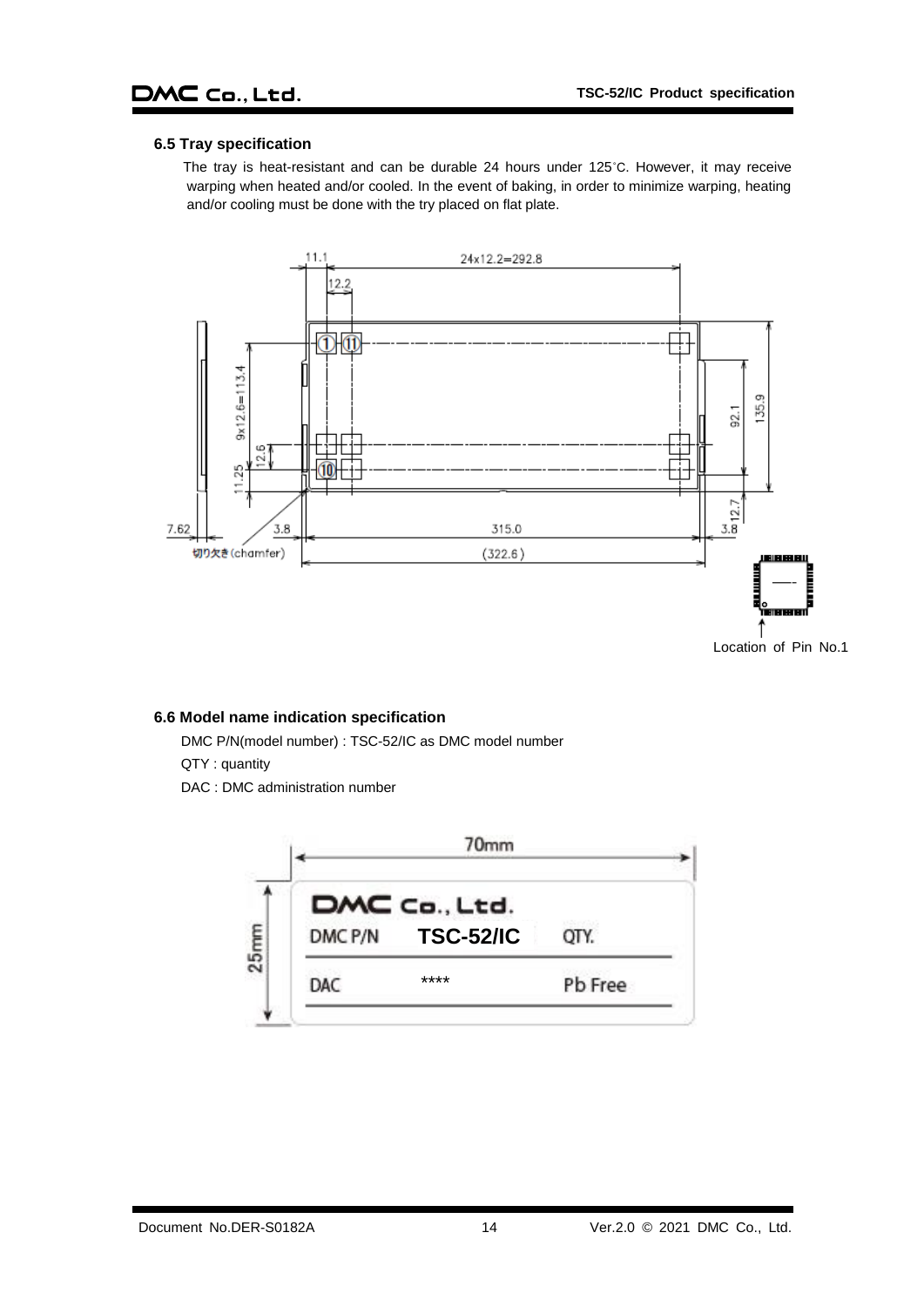### 6.5 Tray specification

The tray is heat-resistant and can be durable 24 hours under 125°C. However, it may receive warping when heated and/or cooled. In the event of baking, in order to minimize warping, heating and/or cooling must be done with the try placed on flat plate.

Location of Pin No.1

### 6.6 Model name indication specification

DMC P/N(model number) : TSC-52/IC as DMC model number

QTY : quantity

DAC : DMC administration number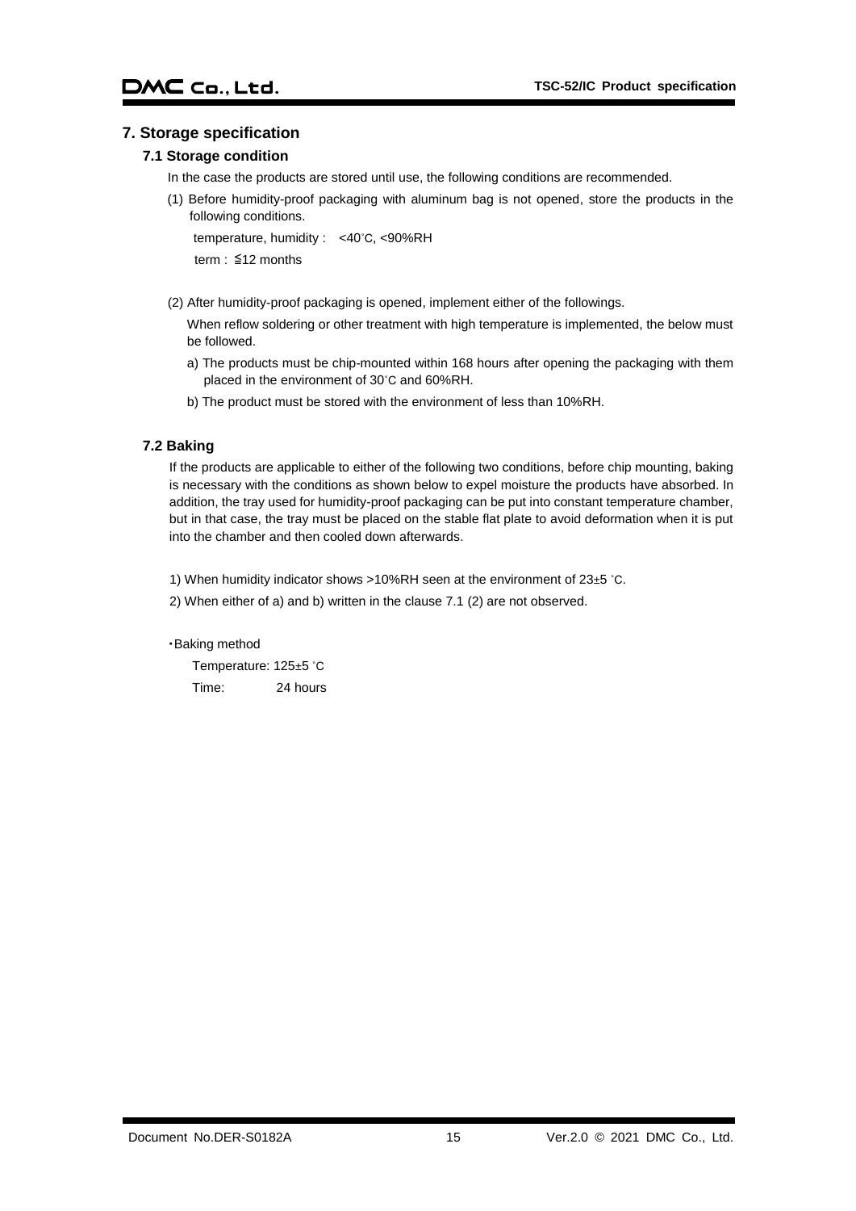## 7. Storage specification

### 7.1 Storage condition

In the case the products are stored until use, the following conditions are recommended.

(1) Before humidity-proof packaging with aluminum bag is not opened, store the products in the following conditions.

temperature, humidity : <40°C, <90%RH

term : ≦12 months

(2) After humidity-proof packaging is opened, implement either of the followings.

When reflow soldering or other treatment with high temperature is implemented, the below must be followed.

a) The products must be chip-mounted within 168 hours after opening the packaging with them placed in the environment of 30°C and 60%RH.

b) The product must be stored with the environment of less than 10%RH.

### 7.2 Baking

If the products are applicable to either of the following two conditions, before chip mounting, baking is necessary with the conditions as shown below to expel moisture the products have absorbed. In addition, the tray used for humidity-proof packaging can be put into constant temperature chamber, but in that case, the tray must be placed on the stable flat plate to avoid deformation when it is put into the chamber and then cooled down afterwards.

1) When humidity indicator shows >10%RH seen at the environment of 23±5 °C.

2) When either of a) and b) written in the clause 7.1 (2) are not observed.

・Baking method

Temperature: 125±5 °C

Time: 24 hours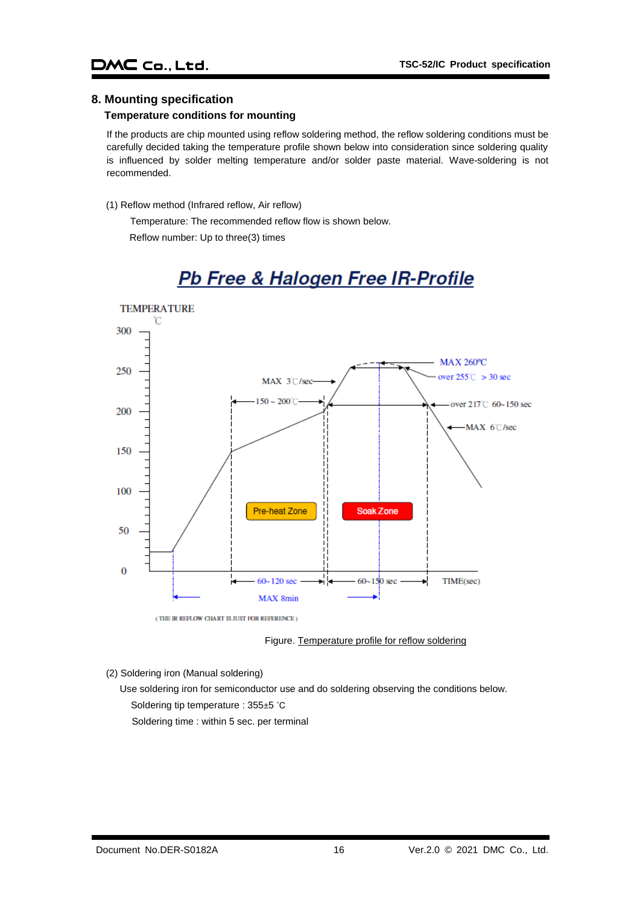## 8. Mounting specification

### Temperature conditions for mounting

If the products are chip mounted using reflow soldering method, the reflow soldering conditions must be carefully decided taking the temperature profile shown below into consideration since soldering quality is influenced by solder melting temperature and/or solder paste material. Wave-soldering is not recommended.

(1) Reflow method (Infrared reflow, Air reflow)

Temperature: The recommended reflow flow is shown below.

Reflow number: Up to three(3) times

**Pb Free & Halogen Free IR-Profile**

TEMPERATURE ℃

MAX 260℃

over 255℃ > 30 sec

MAX 3℃/sec

150 ~ 200℃

over 217℃ 60~150 sec

MAX 6℃/sec

Pre-heat Zone

Soak Zone

60~120 sec

60~150 sec

TIME(sec)

MAX 8min

( THE IR REFLOW CHART IS JUST FOR REFERENCE )

Figure. Temperature profile for reflow soldering

(2) Soldering iron (Manual soldering)

Use soldering iron for semiconductor use and do soldering observing the conditions below.

Soldering tip temperature : 355±5 ℃

Soldering time : within 5 sec. per terminal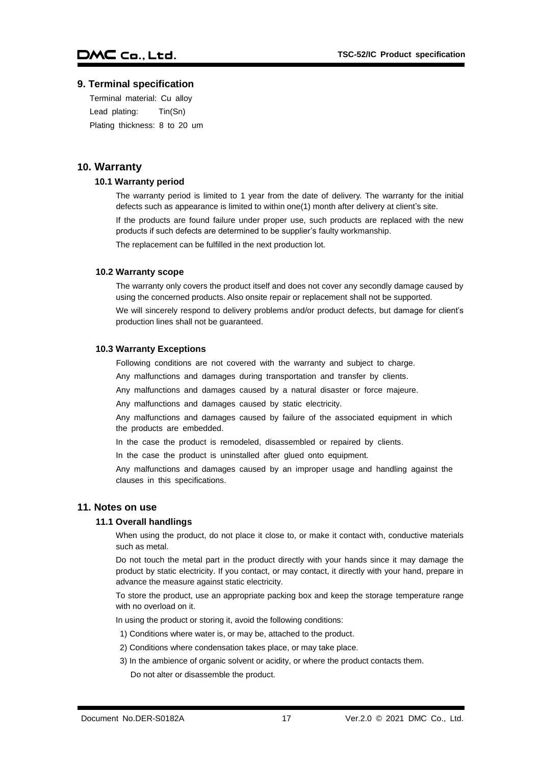## 9. Terminal specification

Terminal material: Cu alloy

Lead plating: Tin(Sn)

Plating thickness: 8 to 20 um

## 10. Warranty

### 10.1 Warranty period

The warranty period is limited to 1 year from the date of delivery. The warranty for the initial defects such as appearance is limited to within one(1) month after delivery at client's site.

If the products are found failure under proper use, such products are replaced with the new products if such defects are determined to be supplier's faulty workmanship.

The replacement can be fulfilled in the next production lot.

### 10.2 Warranty scope

The warranty only covers the product itself and does not cover any secondly damage caused by using the concerned products. Also onsite repair or replacement shall not be supported.

We will sincerely respond to delivery problems and/or product defects, but damage for client's production lines shall not be guaranteed.

### 10.3 Warranty Exceptions

Following conditions are not covered with the warranty and subject to charge.

Any malfunctions and damages during transportation and transfer by clients.

Any malfunctions and damages caused by a natural disaster or force majeure.

Any malfunctions and damages caused by static electricity.

Any malfunctions and damages caused by failure of the associated equipment in which the products are embedded.

In the case the product is remodeled, disassembled or repaired by clients.

In the case the product is uninstalled after glued onto equipment.

Any malfunctions and damages caused by an improper usage and handling against the clauses in this specifications.

## 11. Notes on use

### 11.1 Overall handlings

When using the product, do not place it close to, or make it contact with, conductive materials such as metal.

Do not touch the metal part in the product directly with your hands since it may damage the product by static electricity. If you contact, or may contact, it directly with your hand, prepare in advance the measure against static electricity.

To store the product, use an appropriate packing box and keep the storage temperature range with no overload on it.

In using the product or storing it, avoid the following conditions:

1) Conditions where water is, or may be, attached to the product.
2) Conditions where condensation takes place, or may take place.
3) In the ambience of organic solvent or acidity, or where the product contacts them.

Do not alter or disassemble the product.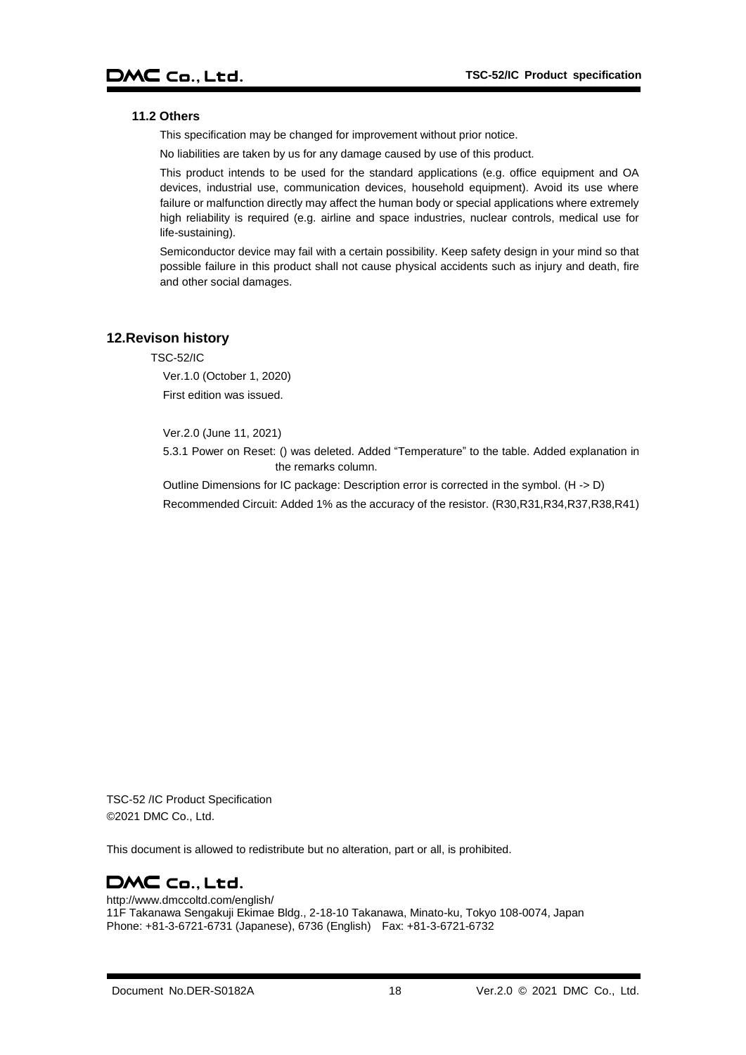### 11.2 Others

This specification may be changed for improvement without prior notice.

No liabilities are taken by us for any damage caused by use of this product.

This product intends to be used for the standard applications (e.g. office equipment and OA devices, industrial use, communication devices, household equipment). Avoid its use where failure or malfunction directly may affect the human body or special applications where extremely high reliability is required (e.g. airline and space industries, nuclear controls, medical use for life-sustaining).

Semiconductor device may fail with a certain possibility. Keep safety design in your mind so that possible failure in this product shall not cause physical accidents such as injury and death, fire and other social damages.

## 12.Revison history

TSC-52/IC

Ver.1.0 (October 1, 2020)

First edition was issued.

Ver.2.0 (June 11, 2021)

5.3.1 Power on Reset: () was deleted. Added "Temperature" to the table. Added explanation in the remarks column.

Outline Dimensions for IC package: Description error is corrected in the symbol. (H -> D)

Recommended Circuit: Added 1% as the accuracy of the resistor. (R30,R31,R34,R37,R38,R41)

TSC-52 /IC Product Specification
©2021 DMC Co., Ltd.

This document is allowed to redistribute but no alteration, part or all, is prohibited.

DMC Co., Ltd.

http://www.dmccoltd.com/english/
11F Takanawa Sengakuji Ekimae Bldg., 2-18-10 Takanawa, Minato-ku, Tokyo 108-0074, Japan
Phone: +81-3-6721-6731 (Japanese), 6736 (English) Fax: +81-3-6721-6732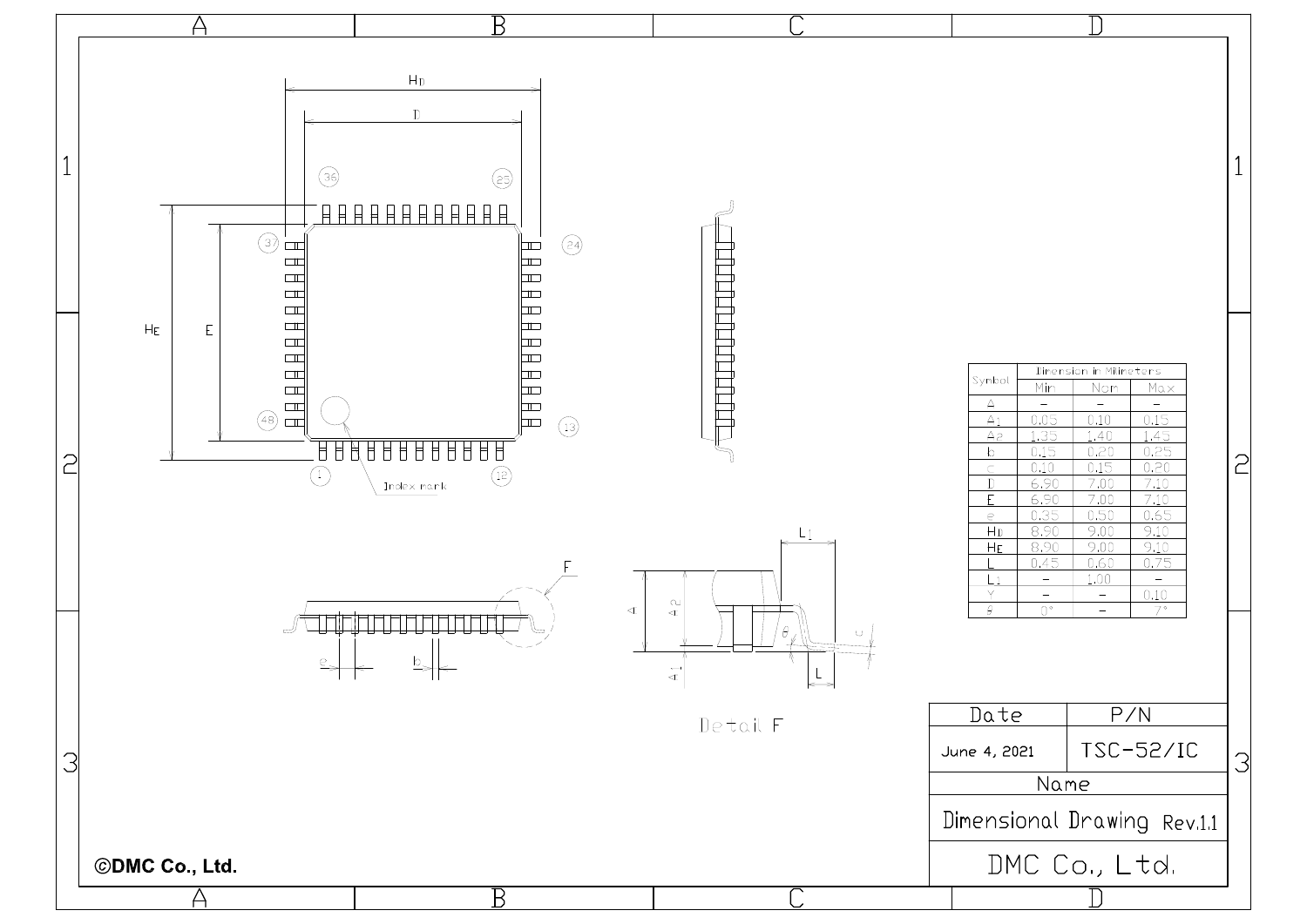| Symbol | Dimension in Millimeters | | |
|---|---|---|---|
| | Min | Nom | Max |
| A | – | – | – |
| $A_1$ | 0.05 | 0.10 | 0.15 |
| $A_2$ | 1.35 | 1.40 | 1.45 |
| b | 0.15 | 0.20 | 0.25 |
| c | 0.10 | 0.15 | 0.20 |
| D | 6.90 | 7.00 | 7.10 |
| E | 6.90 | 7.00 | 7.10 |
| e | 0.35 | 0.50 | 0.65 |
| $H_D$ | 8.90 | 9.00 | 9.10 |
| $H_E$ | 8.90 | 9.00 | 9.10 |
| L | 0.45 | 0.60 | 0.75 |
| $L_1$ | – | 1.00 | – |
| Y | – | – | 0.10 |
| θ | 0° | – | 7° |

Index mark

Detail F

| Date | P/N |
|---|---|
| June 4, 2021 | TSC-52/IC |
| Name | |
| Dimensional Drawing Rev.1.1 | |
| DMC Co., Ltd. | |

©DMC Co., Ltd.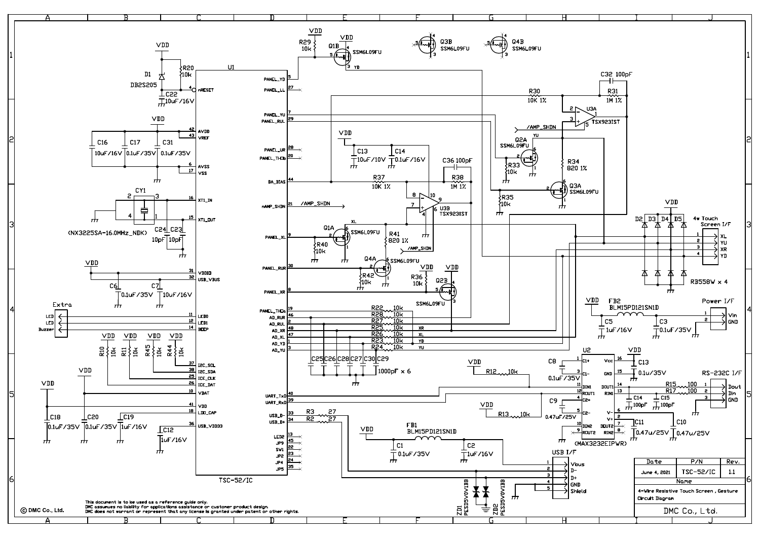This document is to be used as a reference guide only.
DMC assumues no liability for applications assistance or customer product design.
DMC does not warrant or represent that any license is granted under patent or other rights.

© DMC Co., Ltd.

| Date | P/N | Rev. |
|---|---|---|
| June 4, 2021 | TSC-52/IC | 1.1 |
| Name | | |
| 4-Wire Resistive Touch Screen , Gesture Circuit Diagram | | |
| DMC Co., Ltd. | | |